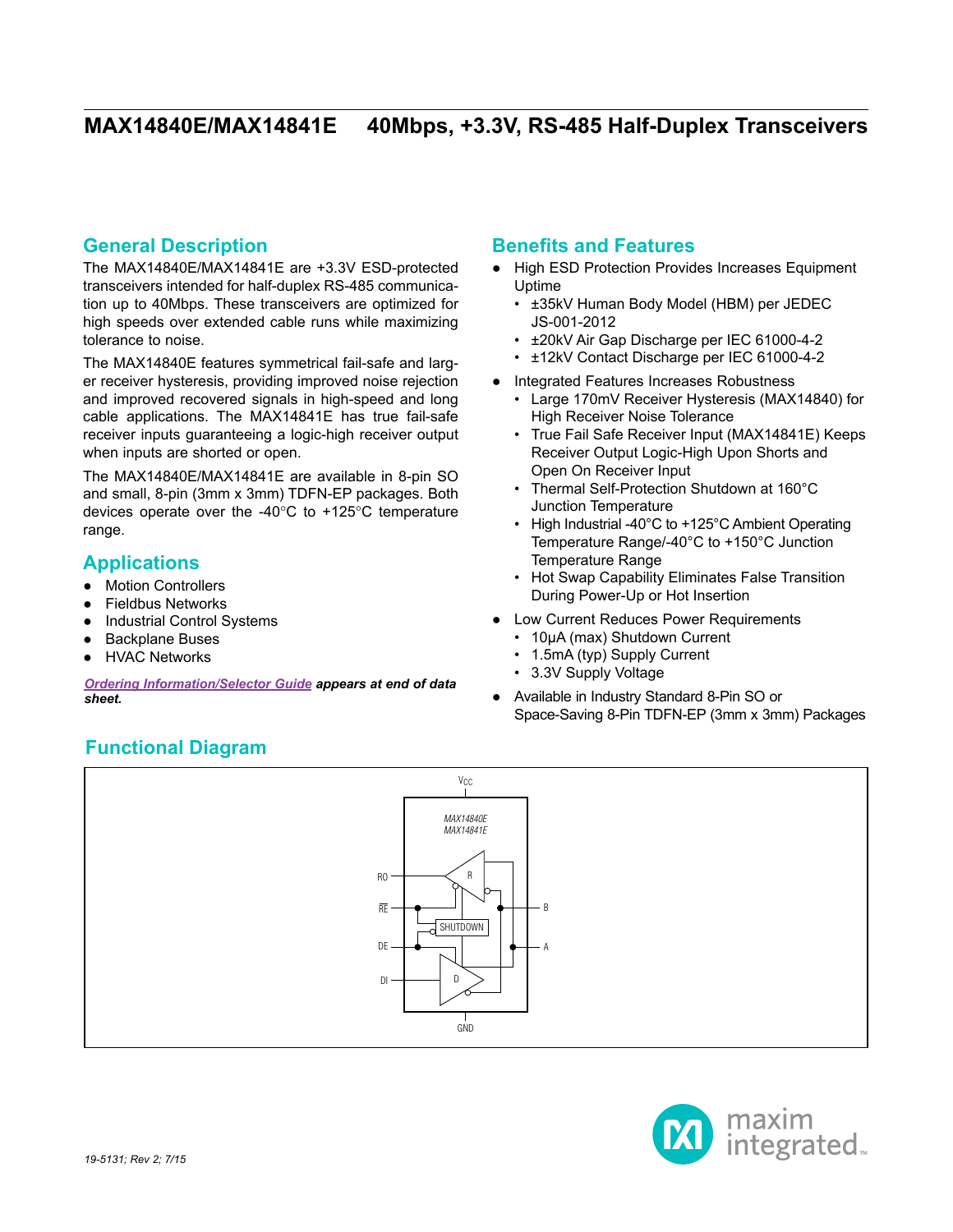# MAX14840E/MAX14841E 40Mbps, +3.3V, RS-485 Half-Duplex Transceivers

## General Description

The MAX14840E/MAX14841E are +3.3V ESD-protected transceivers intended for half-duplex RS-485 communication up to 40Mbps. These transceivers are optimized for high speeds over extended cable runs while maximizing tolerance to noise.

The MAX14840E features symmetrical fail-safe and larger receiver hysteresis, providing improved noise rejection and improved recovered signals in high-speed and long cable applications. The MAX14841E has true fail-safe receiver inputs guaranteeing a logic-high receiver output when inputs are shorted or open.

The MAX14840E/MAX14841E are available in 8-pin SO and small, 8-pin (3mm x 3mm) TDFN-EP packages. Both devices operate over the -40°C to +125°C temperature range.

## Applications

- Motion Controllers
- Fieldbus Networks
- Industrial Control Systems
- Backplane Buses
- HVAC Networks

*Ordering Information/Selector Guide* ***appears at end of data sheet.***

## Benefits and Features

- High ESD Protection Provides Increases Equipment Uptime
  - ±35kV Human Body Model (HBM) per JEDEC JS-001-2012
  - ±20kV Air Gap Discharge per IEC 61000-4-2
  - ±12kV Contact Discharge per IEC 61000-4-2
- Integrated Features Increases Robustness
  - Large 170mV Receiver Hysteresis (MAX14840) for High Receiver Noise Tolerance
  - True Fail Safe Receiver Input (MAX14841E) Keeps Receiver Output Logic-High Upon Shorts and Open On Receiver Input
  - Thermal Self-Protection Shutdown at 160°C Junction Temperature
  - High Industrial -40°C to +125°C Ambient Operating Temperature Range/-40°C to +150°C Junction Temperature Range
  - Hot Swap Capability Eliminates False Transition During Power-Up or Hot Insertion
- Low Current Reduces Power Requirements
  - 10µA (max) Shutdown Current
  - 1.5mA (typ) Supply Current
  - 3.3V Supply Voltage
- Available in Industry Standard 8-Pin SO or Space-Saving 8-Pin TDFN-EP (3mm x 3mm) Packages

## Functional Diagram

19-5131; Rev 2; 7/15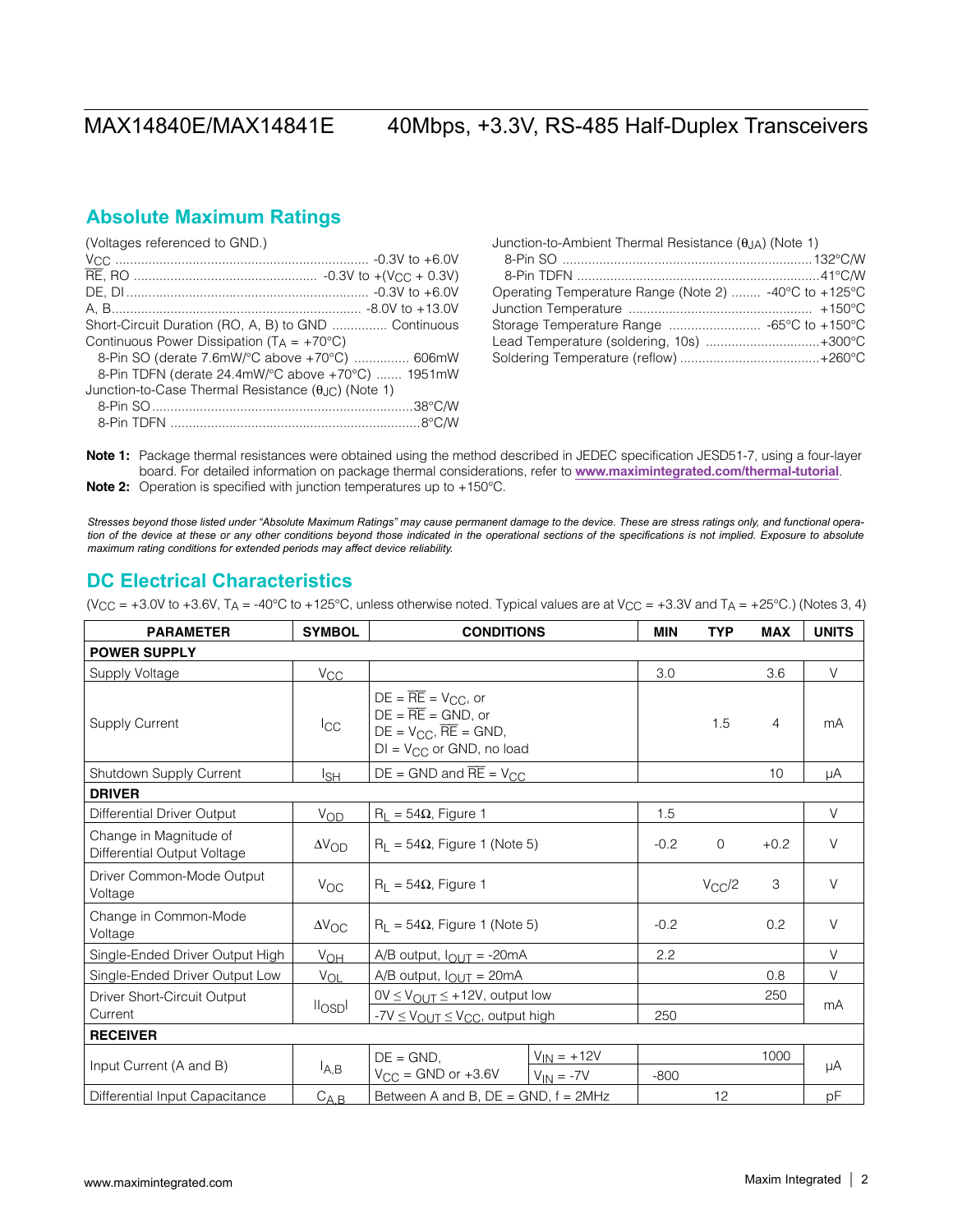## Absolute Maximum Ratings

(Voltages referenced to GND.)

$V_{CC}$ .......... -0.3V to +6.0V
$\overline{RE}$, RO .......... -0.3V to +($V_{CC}$ + 0.3V)
DE, DI .......... -0.3V to +6.0V
A, B .......... -8.0V to +13.0V
Short-Circuit Duration (RO, A, B) to GND .......... Continuous
Continuous Power Dissipation ($T_A$ = +70°C)
  8-Pin SO (derate 7.6mW/°C above +70°C) .......... 606mW
  8-Pin TDFN (derate 24.4mW/°C above +70°C) .......... 1951mW
Junction-to-Case Thermal Resistance ($\theta_{JC}$) (Note 1)
  8-Pin SO .......... 38°C/W
  8-Pin TDFN .......... 8°C/W

Junction-to-Ambient Thermal Resistance ($\theta_{JA}$) (Note 1)
  8-Pin SO .......... 132°C/W
  8-Pin TDFN .......... 41°C/W
Operating Temperature Range (Note 2) .......... -40°C to +125°C
Junction Temperature .......... +150°C
Storage Temperature Range .......... -65°C to +150°C
Lead Temperature (soldering, 10s) .......... +300°C
Soldering Temperature (reflow) .......... +260°C

**Note 1:** Package thermal resistances were obtained using the method described in JEDEC specification JESD51-7, using a four-layer board. For detailed information on package thermal considerations, refer to **www.maximintegrated.com/thermal-tutorial**.

**Note 2:** Operation is specified with junction temperatures up to +150°C.

*Stresses beyond those listed under "Absolute Maximum Ratings" may cause permanent damage to the device. These are stress ratings only, and functional operation of the device at these or any other conditions beyond those indicated in the operational sections of the specifications is not implied. Exposure to absolute maximum rating conditions for extended periods may affect device reliability.*

## DC Electrical Characteristics

($V_{CC}$ = +3.0V to +3.6V, $T_A$ = -40°C to +125°C, unless otherwise noted. Typical values are at $V_{CC}$ = +3.3V and $T_A$ = +25°C.) (Notes 3, 4)

| PARAMETER | SYMBOL | CONDITIONS | | MIN | TYP | MAX | UNITS |
|---|---|---|---|---|---|---|---|
| **POWER SUPPLY** | | | | | | | |
| Supply Voltage | $V_{CC}$ | | | 3.0 | | 3.6 | V |
| Supply Current | $I_{CC}$ | DE = $\overline{RE}$ = $V_{CC}$, or DE = $\overline{RE}$ = GND, or DE = $V_{CC}$, $\overline{RE}$ = GND, DI = $V_{CC}$ or GND, no load | | | 1.5 | 4 | mA |
| Shutdown Supply Current | $I_{SH}$ | DE = GND and $\overline{RE}$ = $V_{CC}$ | | | | 10 | µA |
| **DRIVER** | | | | | | | |
| Differential Driver Output | $V_{OD}$ | $R_L$ = 54Ω, Figure 1 | | 1.5 | | | V |
| Change in Magnitude of Differential Output Voltage | $\Delta V_{OD}$ | $R_L$ = 54Ω, Figure 1 (Note 5) | | -0.2 | 0 | +0.2 | V |
| Driver Common-Mode Output Voltage | $V_{OC}$ | $R_L$ = 54Ω, Figure 1 | | | $V_{CC}/2$ | 3 | V |
| Change in Common-Mode Voltage | $\Delta V_{OC}$ | $R_L$ = 54Ω, Figure 1 (Note 5) | | -0.2 | | 0.2 | V |
| Single-Ended Driver Output High | $V_{OH}$ | A/B output, $I_{OUT}$ = -20mA | | 2.2 | | | V |
| Single-Ended Driver Output Low | $V_{OL}$ | A/B output, $I_{OUT}$ = 20mA | | | | 0.8 | V |
| Driver Short-Circuit Output Current | $\lvert I_{OSD} \rvert$ | 0V ≤ $V_{OUT}$ ≤ +12V, output low | | | | 250 | mA |
| | | -7V ≤ $V_{OUT}$ ≤ $V_{CC}$, output high | | 250 | | | |
| **RECEIVER** | | | | | | | |
| Input Current (A and B) | $I_{A,B}$ | DE = GND, $V_{CC}$ = GND or +3.6V | $V_{IN}$ = +12V | | | 1000 | µA |
| | | | $V_{IN}$ = -7V | -800 | | | |
| Differential Input Capacitance | $C_{A,B}$ | Between A and B, DE = GND, f = 2MHz | | | 12 | | pF |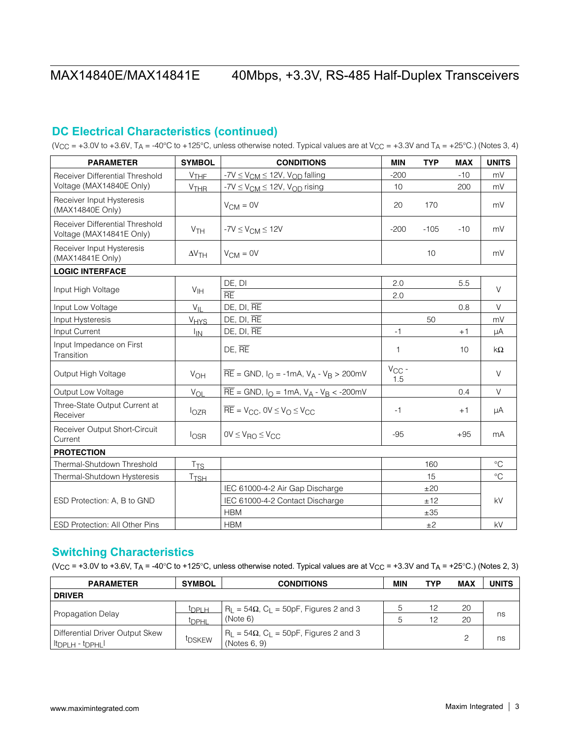## DC Electrical Characteristics (continued)

($V_{CC}$ = +3.0V to +3.6V, $T_A$ = -40°C to +125°C, unless otherwise noted. Typical values are at $V_{CC}$ = +3.3V and $T_A$ = +25°C.) (Notes 3, 4)

| PARAMETER | SYMBOL | CONDITIONS | MIN | TYP | MAX | UNITS |
|---|---|---|---|---|---|---|
| Receiver Differential Threshold Voltage (MAX14840E Only) | $V_{THF}$ | $-7V \leq V_{CM} \leq 12V$, $V_{OD}$ falling | -200 | | -10 | mV |
| | $V_{THR}$ | $-7V \leq V_{CM} \leq 12V$, $V_{OD}$ rising | 10 | | 200 | mV |
| Receiver Input Hysteresis (MAX14840E Only) | | $V_{CM}$ = 0V | 20 | 170 | | mV |
| Receiver Differential Threshold Voltage (MAX14841E Only) | $V_{TH}$ | $-7V \leq V_{CM} \leq 12V$ | -200 | -105 | -10 | mV |
| Receiver Input Hysteresis (MAX14841E Only) | $\Delta V_{TH}$ | $V_{CM}$ = 0V | | 10 | | mV |
| **LOGIC INTERFACE** | | | | | | |
| Input High Voltage | $V_{IH}$ | DE, DI | 2.0 | | 5.5 | V |
| | | $\overline{RE}$ | 2.0 | | | |
| Input Low Voltage | $V_{IL}$ | DE, DI, $\overline{RE}$ | | | 0.8 | V |
| Input Hysteresis | $V_{HYS}$ | DE, DI, $\overline{RE}$ | | 50 | | mV |
| Input Current | $I_{IN}$ | DE, DI, $\overline{RE}$ | -1 | | +1 | µA |
| Input Impedance on First Transition | | DE, $\overline{RE}$ | 1 | | 10 | kΩ |
| Output High Voltage | $V_{OH}$ | $\overline{RE}$ = GND, $I_O$ = -1mA, $V_A - V_B$ > 200mV | $V_{CC}$ - 1.5 | | | V |
| Output Low Voltage | $V_{OL}$ | $\overline{RE}$ = GND, $I_O$ = 1mA, $V_A - V_B$ < -200mV | | | 0.4 | V |
| Three-State Output Current at Receiver | $I_{OZR}$ | $\overline{RE} = V_{CC}$, $0V \leq V_O \leq V_{CC}$ | -1 | | +1 | µA |
| Receiver Output Short-Circuit Current | $I_{OSR}$ | $0V \leq V_{RO} \leq V_{CC}$ | -95 | | +95 | mA |
| **PROTECTION** | | | | | | |
| Thermal-Shutdown Threshold | $T_{TS}$ | | | 160 | | °C |
| Thermal-Shutdown Hysteresis | $T_{TSH}$ | | | 15 | | °C |
| ESD Protection: A, B to GND | | IEC 61000-4-2 Air Gap Discharge | | ±20 | | kV |
| | | IEC 61000-4-2 Contact Discharge | | ±12 | | |
| | | HBM | | ±35 | | |
| ESD Protection: All Other Pins | | HBM | | ±2 | | kV |

## Switching Characteristics

($V_{CC}$ = +3.0V to +3.6V, $T_A$ = -40°C to +125°C, unless otherwise noted. Typical values are at $V_{CC}$ = +3.3V and $T_A$ = +25°C.) (Notes 2, 3)

| PARAMETER | SYMBOL | CONDITIONS | MIN | TYP | MAX | UNITS |
|---|---|---|---|---|---|---|
| **DRIVER** | | | | | | |
| Propagation Delay | $t_{DPLH}$ | $R_L$ = 54Ω, $C_L$ = 50pF, Figures 2 and 3 (Note 6) | 5 | 12 | 20 | ns |
| | $t_{DPHL}$ | | 5 | 12 | 20 | |
| Differential Driver Output Skew $\lvert t_{DPLH} - t_{DPHL} \rvert$ | $t_{DSKEW}$ | $R_L$ = 54Ω, $C_L$ = 50pF, Figures 2 and 3 (Notes 6, 9) | | | 2 | ns |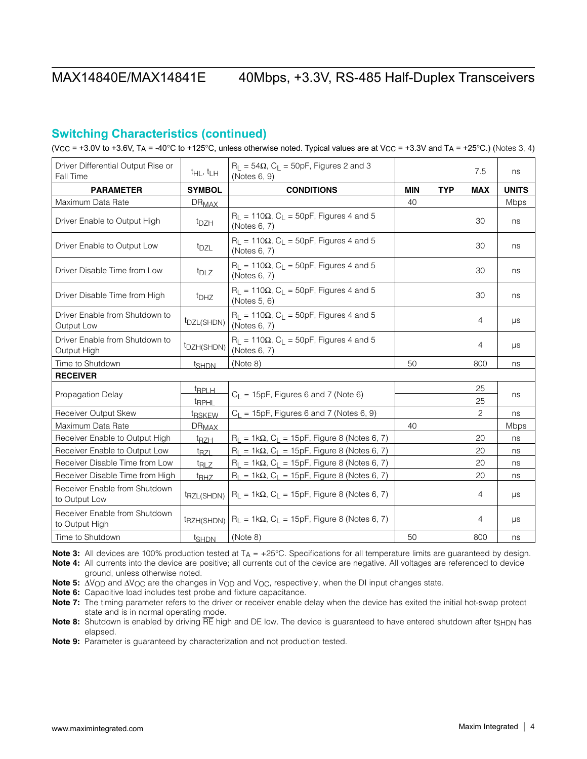## Switching Characteristics (continued)

($V_{CC}$ = +3.0V to +3.6V, $T_A$ = -40°C to +125°C, unless otherwise noted. Typical values are at $V_{CC}$ = +3.3V and $T_A$ = +25°C.) (Notes 3, 4)

| PARAMETER | SYMBOL | CONDITIONS | MIN | TYP | MAX | UNITS |
|---|---|---|---|---|---|---|
| Driver Differential Output Rise or Fall Time | $t_{HL}$, $t_{LH}$ | $R_L$ = 54Ω, $C_L$ = 50pF, Figures 2 and 3 (Notes 6, 9) | | | 7.5 | ns |
| Maximum Data Rate | $DR_{MAX}$ | | 40 | | | Mbps |
| Driver Enable to Output High | $t_{DZH}$ | $R_L$ = 110Ω, $C_L$ = 50pF, Figures 4 and 5 (Notes 6, 7) | | | 30 | ns |
| Driver Enable to Output Low | $t_{DZL}$ | $R_L$ = 110Ω, $C_L$ = 50pF, Figures 4 and 5 (Notes 6, 7) | | | 30 | ns |
| Driver Disable Time from Low | $t_{DLZ}$ | $R_L$ = 110Ω, $C_L$ = 50pF, Figures 4 and 5 (Notes 6, 7) | | | 30 | ns |
| Driver Disable Time from High | $t_{DHZ}$ | $R_L$ = 110Ω, $C_L$ = 50pF, Figures 4 and 5 (Notes 5, 6) | | | 30 | ns |
| Driver Enable from Shutdown to Output Low | $t_{DZL(SHDN)}$ | $R_L$ = 110Ω, $C_L$ = 50pF, Figures 4 and 5 (Notes 6, 7) | | | 4 | µs |
| Driver Enable from Shutdown to Output High | $t_{DZH(SHDN)}$ | $R_L$ = 110Ω, $C_L$ = 50pF, Figures 4 and 5 (Notes 6, 7) | | | 4 | µs |
| Time to Shutdown | $t_{SHDN}$ | (Note 8) | 50 | | 800 | ns |
| **RECEIVER** | | | | | | |
| Propagation Delay | $t_{RPLH}$ | $C_L$ = 15pF, Figures 6 and 7 (Note 6) | | | 25 | ns |
| | $t_{RPHL}$ | | | | 25 | |
| Receiver Output Skew | $t_{RSKEW}$ | $C_L$ = 15pF, Figures 6 and 7 (Notes 6, 9) | | | 2 | ns |
| Maximum Data Rate | $DR_{MAX}$ | | 40 | | | Mbps |
| Receiver Enable to Output High | $t_{RZH}$ | $R_L$ = 1kΩ, $C_L$ = 15pF, Figure 8 (Notes 6, 7) | | | 20 | ns |
| Receiver Enable to Output Low | $t_{RZL}$ | $R_L$ = 1kΩ, $C_L$ = 15pF, Figure 8 (Notes 6, 7) | | | 20 | ns |
| Receiver Disable Time from Low | $t_{RLZ}$ | $R_L$ = 1kΩ, $C_L$ = 15pF, Figure 8 (Notes 6, 7) | | | 20 | ns |
| Receiver Disable Time from High | $t_{RHZ}$ | $R_L$ = 1kΩ, $C_L$ = 15pF, Figure 8 (Notes 6, 7) | | | 20 | ns |
| Receiver Enable from Shutdown to Output Low | $t_{RZL(SHDN)}$ | $R_L$ = 1kΩ, $C_L$ = 15pF, Figure 8 (Notes 6, 7) | | | 4 | µs |
| Receiver Enable from Shutdown to Output High | $t_{RZH(SHDN)}$ | $R_L$ = 1kΩ, $C_L$ = 15pF, Figure 8 (Notes 6, 7) | | | 4 | µs |
| Time to Shutdown | $t_{SHDN}$ | (Note 8) | 50 | | 800 | ns |

**Note 3:** All devices are 100% production tested at $T_A$ = +25°C. Specifications for all temperature limits are guaranteed by design.

**Note 4:** All currents into the device are positive; all currents out of the device are negative. All voltages are referenced to device ground, unless otherwise noted.

**Note 5:** $\Delta V_{OD}$ and $\Delta V_{OC}$ are the changes in $V_{OD}$ and $V_{OC}$, respectively, when the DI input changes state.

**Note 6:** Capacitive load includes test probe and fixture capacitance.

**Note 7:** The timing parameter refers to the driver or receiver enable delay when the device has exited the initial hot-swap protect state and is in normal operating mode.

**Note 8:** Shutdown is enabled by driving $\overline{RE}$ high and DE low. The device is guaranteed to have entered shutdown after $t_{SHDN}$ has elapsed.

**Note 9:** Parameter is guaranteed by characterization and not production tested.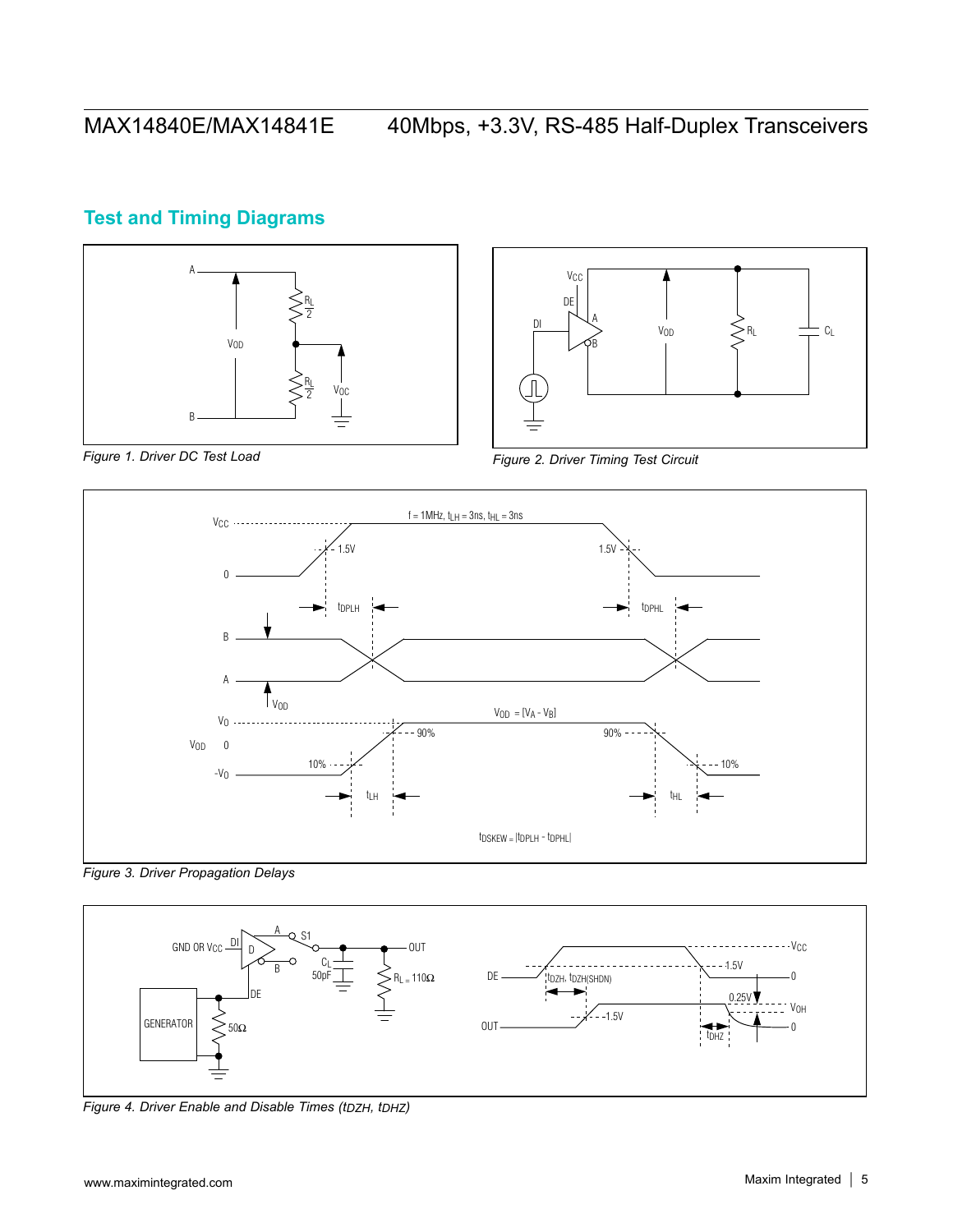## Test and Timing Diagrams

*Figure 1. Driver DC Test Load*

*Figure 2. Driver Timing Test Circuit*

*Figure 3. Driver Propagation Delays*

*Figure 4. Driver Enable and Disable Times ($t_{DZH}$, $t_{DHZ}$)*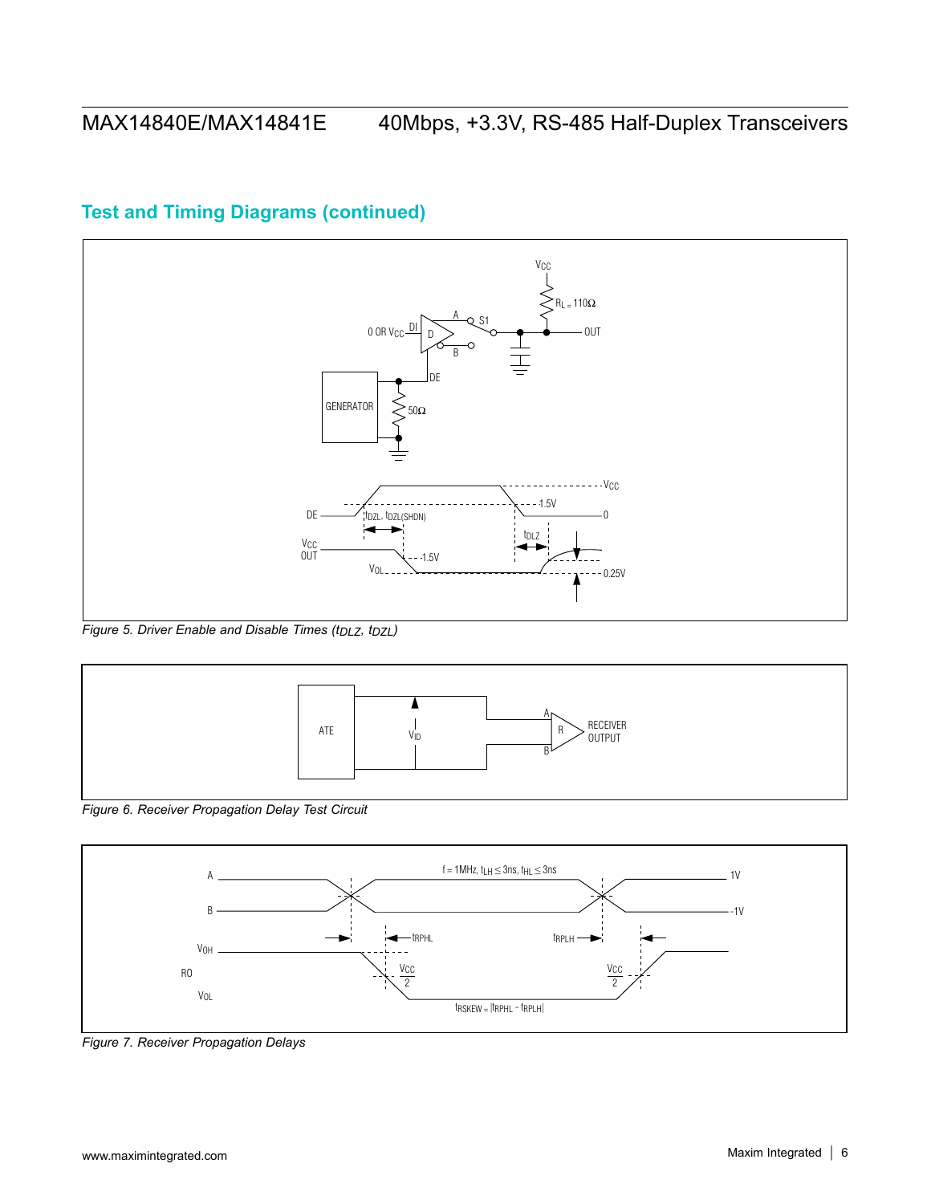## Test and Timing Diagrams (continued)

*Figure 5. Driver Enable and Disable Times ($t_{DLZ}$, $t_{DZL}$)*

*Figure 6. Receiver Propagation Delay Test Circuit*

*Figure 7. Receiver Propagation Delays*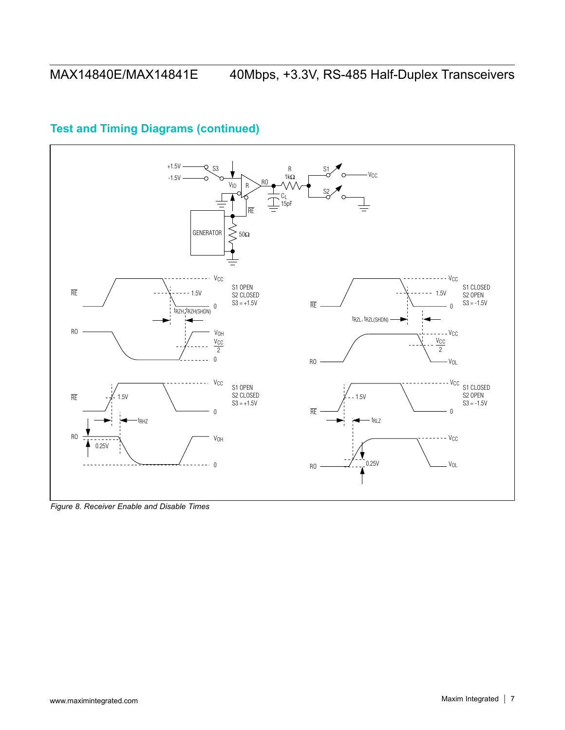## Test and Timing Diagrams (continued)

*Figure 8. Receiver Enable and Disable Times*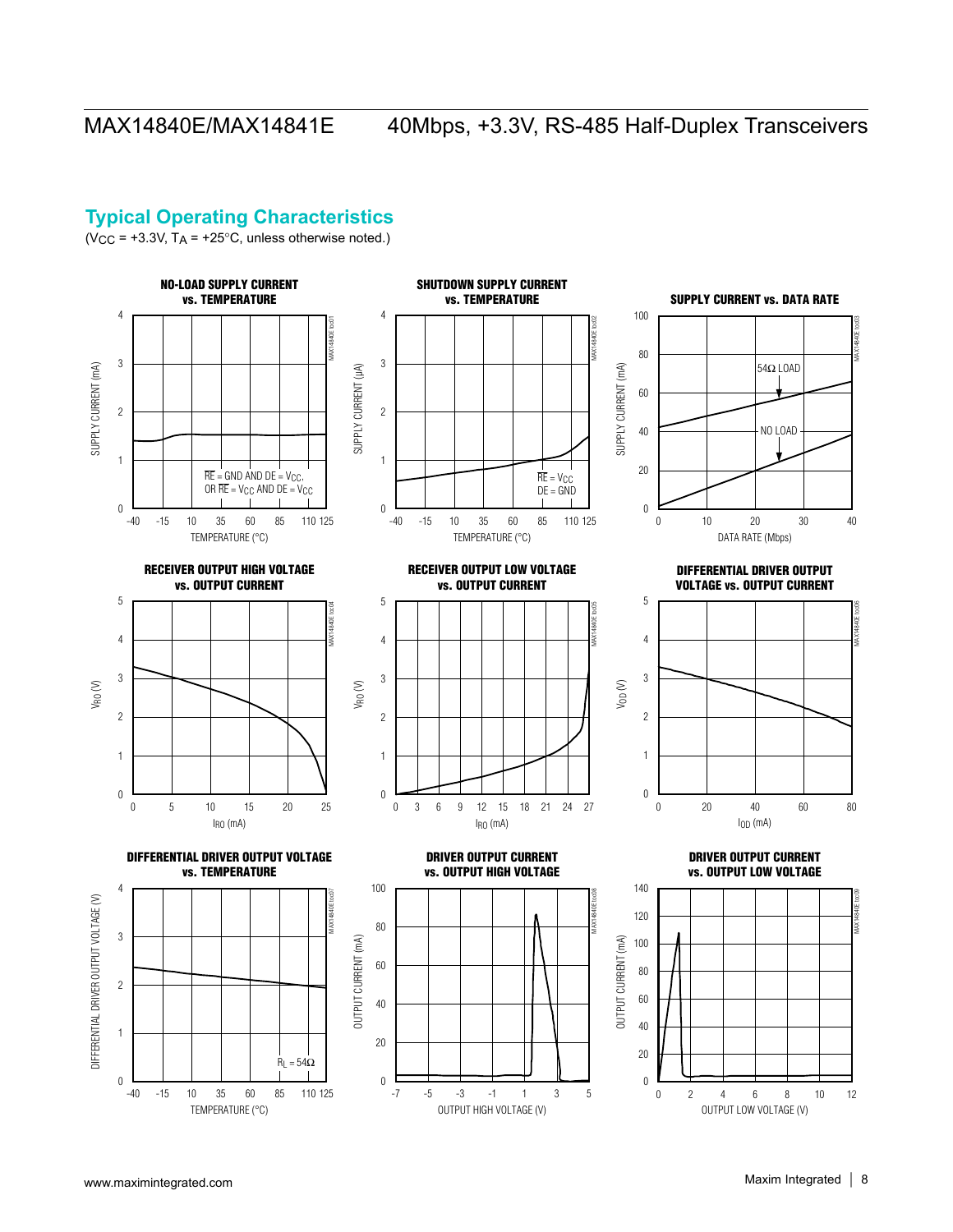## Typical Operating Characteristics

($V_{CC}$ = +3.3V, $T_A$ = +25°C, unless otherwise noted.)

**NO-LOAD SUPPLY CURRENT vs. TEMPERATURE**

**SHUTDOWN SUPPLY CURRENT vs. TEMPERATURE**

**SUPPLY CURRENT vs. DATA RATE**

**RECEIVER OUTPUT HIGH VOLTAGE vs. OUTPUT CURRENT**

**RECEIVER OUTPUT LOW VOLTAGE vs. OUTPUT CURRENT**

**DIFFERENTIAL DRIVER OUTPUT VOLTAGE vs. OUTPUT CURRENT**

**DIFFERENTIAL DRIVER OUTPUT VOLTAGE vs. TEMPERATURE**

**DRIVER OUTPUT CURRENT vs. OUTPUT HIGH VOLTAGE**

**DRIVER OUTPUT CURRENT vs. OUTPUT LOW VOLTAGE**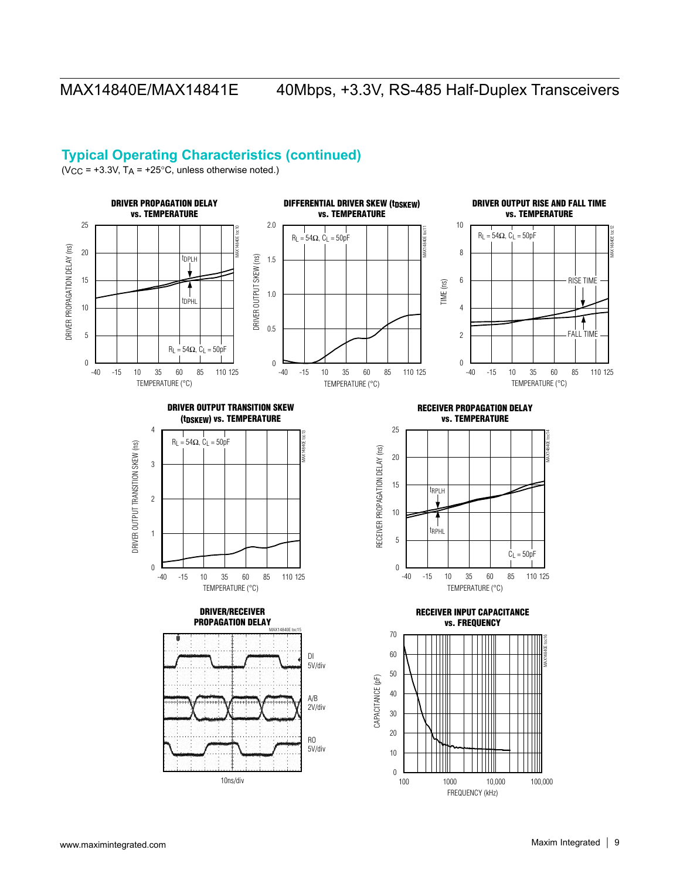## Typical Operating Characteristics (continued)

($V_{CC}$ = +3.3V, $T_A$ = +25°C, unless otherwise noted.)

**DRIVER PROPAGATION DELAY vs. TEMPERATURE**

$t_{DPLH}$, $t_{DPHL}$

$R_L = 54\Omega$, $C_L = 50pF$

DRIVER PROPAGATION DELAY (ns) — 0 to 25

TEMPERATURE (°C) — -40, -15, 10, 35, 60, 85, 110, 125

**DIFFERENTIAL DRIVER SKEW ($t_{DSKEW}$) vs. TEMPERATURE**

$R_L = 54\Omega$, $C_L = 50pF$

DRIVER OUTPUT SKEW (ns) — 0 to 2.0

TEMPERATURE (°C) — -40, -15, 10, 35, 60, 85, 110, 125

**DRIVER OUTPUT RISE AND FALL TIME vs. TEMPERATURE**

$R_L = 54\Omega$, $C_L = 50pF$

RISE TIME, FALL TIME

TIME (ns) — 0 to 10

TEMPERATURE (°C) — -40, -15, 10, 35, 60, 85, 110, 125

**DRIVER OUTPUT TRANSITION SKEW ($t_{DSKEW}$) vs. TEMPERATURE**

$R_L = 54\Omega$, $C_L = 50pF$

DRIVER OUTPUT TRANSITION SKEW (ns) — 0 to 4

TEMPERATURE (°C) — -40, -15, 10, 35, 60, 85, 110, 125

**RECEIVER PROPAGATION DELAY vs. TEMPERATURE**

$t_{RPLH}$, $t_{RPHL}$

$C_L = 50pF$

RECEIVER PROPAGATION DELAY (ns) — 0 to 25

TEMPERATURE (°C) — -40, -15, 10, 35, 60, 85, 110, 125

**DRIVER/RECEIVER PROPAGATION DELAY**

DI 5V/div

A/B 2V/div

RO 5V/div

10ns/div

**RECEIVER INPUT CAPACITANCE vs. FREQUENCY**

CAPACITANCE (pF) — 0 to 70

FREQUENCY (kHz) — 100, 1000, 10,000, 100,000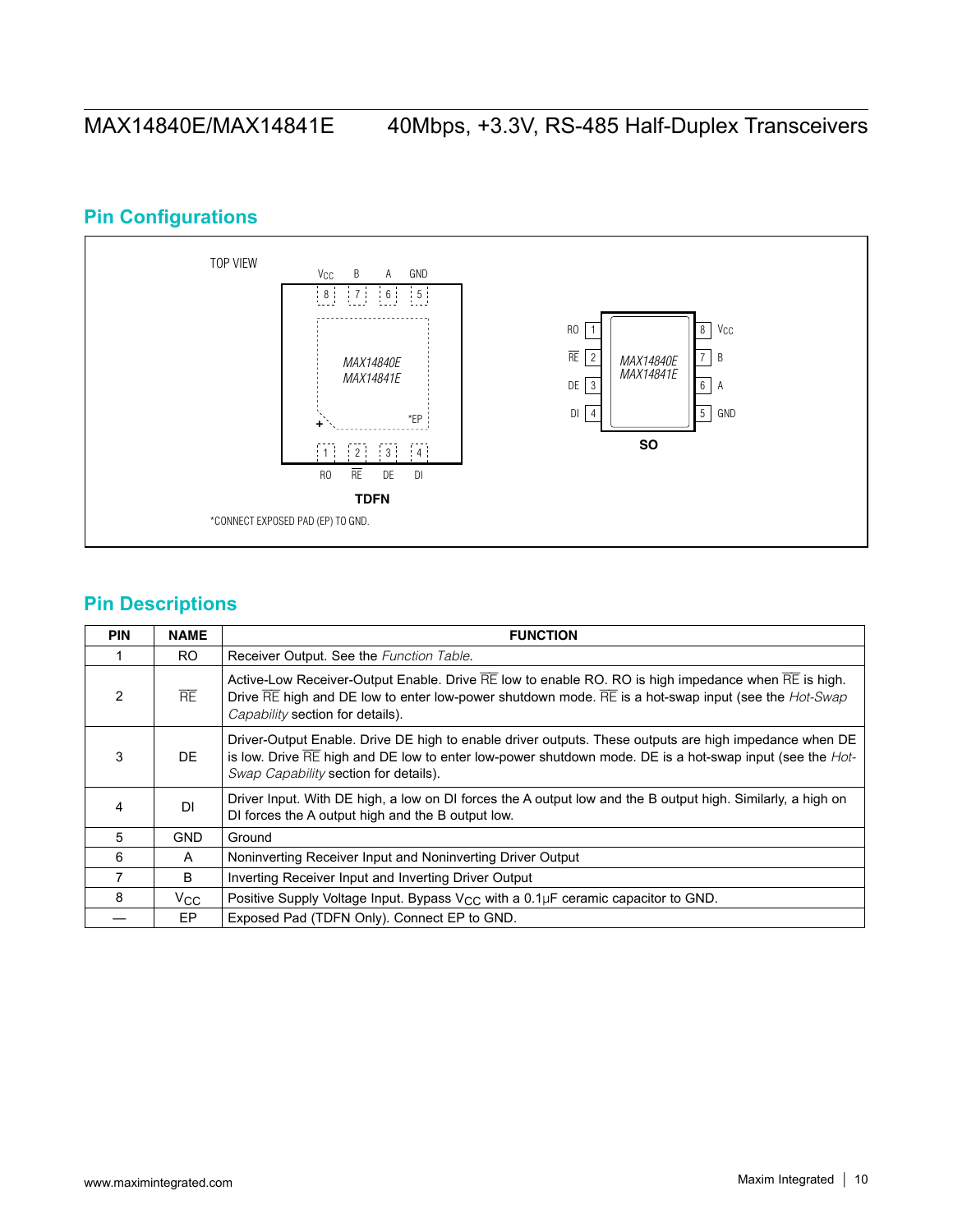## Pin Configurations

TOP VIEW

TDFN

*CONNECT EXPOSED PAD (EP) TO GND.

SO

## Pin Descriptions

| PIN | NAME | FUNCTION |
|---|---|---|
| 1 | RO | Receiver Output. See the *Function Table*. |
| 2 | $\overline{RE}$ | Active-Low Receiver-Output Enable. Drive $\overline{RE}$ low to enable RO. RO is high impedance when $\overline{RE}$ is high. Drive $\overline{RE}$ high and DE low to enter low-power shutdown mode. $\overline{RE}$ is a hot-swap input (see the *Hot-Swap Capability* section for details). |
| 3 | DE | Driver-Output Enable. Drive DE high to enable driver outputs. These outputs are high impedance when DE is low. Drive $\overline{RE}$ high and DE low to enter low-power shutdown mode. DE is a hot-swap input (see the *Hot-Swap Capability* section for details). |
| 4 | DI | Driver Input. With DE high, a low on DI forces the A output low and the B output high. Similarly, a high on DI forces the A output high and the B output low. |
| 5 | GND | Ground |
| 6 | A | Noninverting Receiver Input and Noninverting Driver Output |
| 7 | B | Inverting Receiver Input and Inverting Driver Output |
| 8 | $V_{CC}$ | Positive Supply Voltage Input. Bypass $V_{CC}$ with a 0.1µF ceramic capacitor to GND. |
| — | EP | Exposed Pad (TDFN Only). Connect EP to GND. |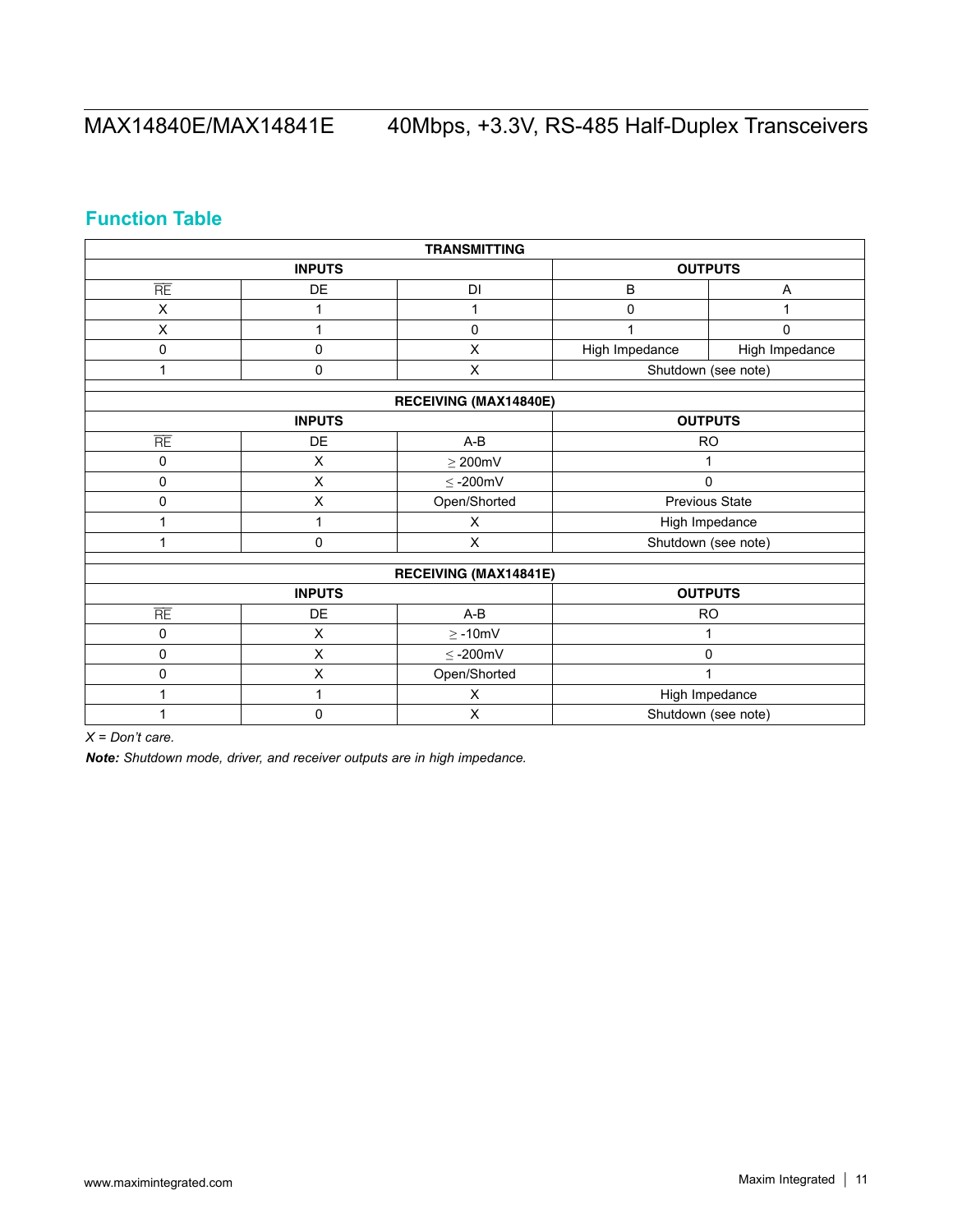## Function Table

| TRANSMITTING | | | | |
|---|---|---|---|---|
| INPUTS | | | OUTPUTS | |
| $\overline{RE}$ | DE | DI | B | A |
| X | 1 | 1 | 0 | 1 |
| X | 1 | 0 | 1 | 0 |
| 0 | 0 | X | High Impedance | High Impedance |
| 1 | 0 | X | Shutdown (see note) | |

| RECEIVING (MAX14840E) | | | |
|---|---|---|---|
| INPUTS | | | OUTPUTS |
| $\overline{RE}$ | DE | A-B | RO |
| 0 | X | ≥ 200mV | 1 |
| 0 | X | ≤ -200mV | 0 |
| 0 | X | Open/Shorted | Previous State |
| 1 | 1 | X | High Impedance |
| 1 | 0 | X | Shutdown (see note) |

| RECEIVING (MAX14841E) | | | |
|---|---|---|---|
| INPUTS | | | OUTPUTS |
| $\overline{RE}$ | DE | A-B | RO |
| 0 | X | ≥ -10mV | 1 |
| 0 | X | ≤ -200mV | 0 |
| 0 | X | Open/Shorted | 1 |
| 1 | 1 | X | High Impedance |
| 1 | 0 | X | Shutdown (see note) |

*X = Don't care.*

***Note:*** *Shutdown mode, driver, and receiver outputs are in high impedance.*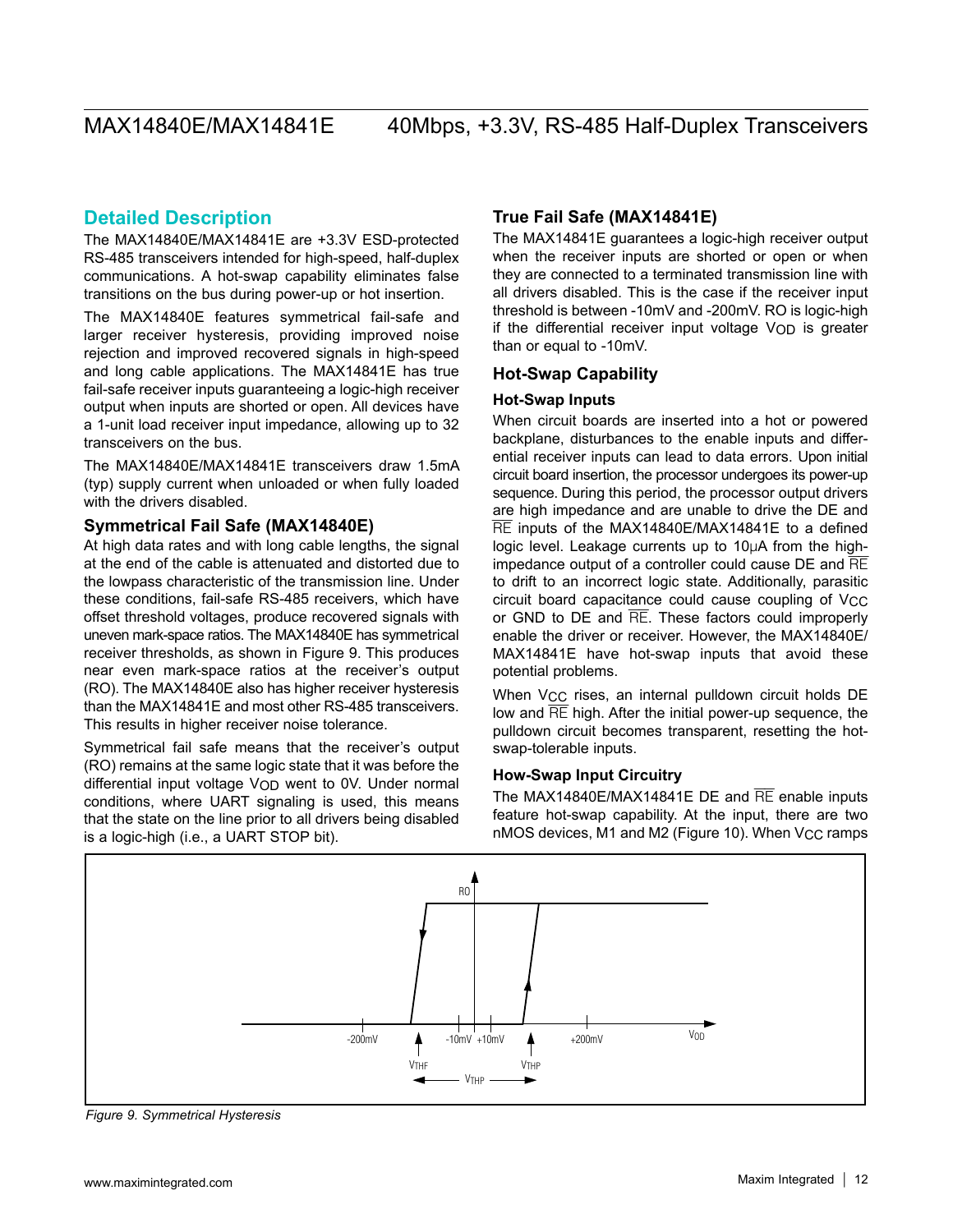## Detailed Description

The MAX14840E/MAX14841E are +3.3V ESD-protected RS-485 transceivers intended for high-speed, half-duplex communications. A hot-swap capability eliminates false transitions on the bus during power-up or hot insertion.

The MAX14840E features symmetrical fail-safe and larger receiver hysteresis, providing improved noise rejection and improved recovered signals in high-speed and long cable applications. The MAX14841E has true fail-safe receiver inputs guaranteeing a logic-high receiver output when inputs are shorted or open. All devices have a 1-unit load receiver input impedance, allowing up to 32 transceivers on the bus.

The MAX14840E/MAX14841E transceivers draw 1.5mA (typ) supply current when unloaded or when fully loaded with the drivers disabled.

### Symmetrical Fail Safe (MAX14840E)

At high data rates and with long cable lengths, the signal at the end of the cable is attenuated and distorted due to the lowpass characteristic of the transmission line. Under these conditions, fail-safe RS-485 receivers, which have offset threshold voltages, produce recovered signals with uneven mark-space ratios. The MAX14840E has symmetrical receiver thresholds, as shown in Figure 9. This produces near even mark-space ratios at the receiver's output (RO). The MAX14840E also has higher receiver hysteresis than the MAX14841E and most other RS-485 transceivers. This results in higher receiver noise tolerance.

Symmetrical fail safe means that the receiver's output (RO) remains at the same logic state that it was before the differential input voltage $V_{OD}$ went to 0V. Under normal conditions, where UART signaling is used, this means that the state on the line prior to all drivers being disabled is a logic-high (i.e., a UART STOP bit).

### True Fail Safe (MAX14841E)

The MAX14841E guarantees a logic-high receiver output when the receiver inputs are shorted or open or when they are connected to a terminated transmission line with all drivers disabled. This is the case if the receiver input threshold is between -10mV and -200mV. RO is logic-high if the differential receiver input voltage $V_{OD}$ is greater than or equal to -10mV.

### Hot-Swap Capability

#### Hot-Swap Inputs

When circuit boards are inserted into a hot or powered backplane, disturbances to the enable inputs and differential receiver inputs can lead to data errors. Upon initial circuit board insertion, the processor undergoes its power-up sequence. During this period, the processor output drivers are high impedance and are unable to drive the DE and $\overline{RE}$ inputs of the MAX14840E/MAX14841E to a defined logic level. Leakage currents up to 10μA from the high-impedance output of a controller could cause DE and $\overline{RE}$ to drift to an incorrect logic state. Additionally, parasitic circuit board capacitance could cause coupling of $V_{CC}$ or GND to DE and $\overline{RE}$. These factors could improperly enable the driver or receiver. However, the MAX14840E/MAX14841E have hot-swap inputs that avoid these potential problems.

When $V_{CC}$ rises, an internal pulldown circuit holds DE low and $\overline{RE}$ high. After the initial power-up sequence, the pulldown circuit becomes transparent, resetting the hot-swap-tolerable inputs.

#### How-Swap Input Circuitry

The MAX14840E/MAX14841E DE and $\overline{RE}$ enable inputs feature hot-swap capability. At the input, there are two nMOS devices, M1 and M2 (Figure 10). When $V_{CC}$ ramps

*Figure 9. Symmetrical Hysteresis*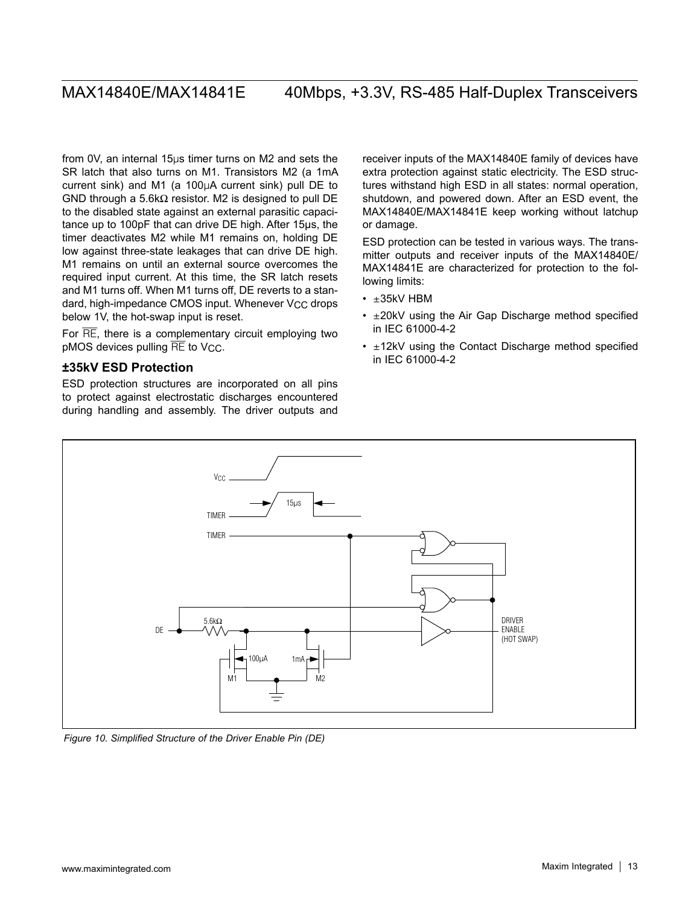from 0V, an internal 15μs timer turns on M2 and sets the SR latch that also turns on M1. Transistors M2 (a 1mA current sink) and M1 (a 100μA current sink) pull DE to GND through a 5.6kΩ resistor. M2 is designed to pull DE to the disabled state against an external parasitic capacitance up to 100pF that can drive DE high. After 15μs, the timer deactivates M2 while M1 remains on, holding DE low against three-state leakages that can drive DE high. M1 remains on until an external source overcomes the required input current. At this time, the SR latch resets and M1 turns off. When M1 turns off, DE reverts to a standard, high-impedance CMOS input. Whenever $V_{CC}$ drops below 1V, the hot-swap input is reset.

For $\overline{RE}$, there is a complementary circuit employing two pMOS devices pulling $\overline{RE}$ to $V_{CC}$.

### ±35kV ESD Protection

ESD protection structures are incorporated on all pins to protect against electrostatic discharges encountered during handling and assembly. The driver outputs and receiver inputs of the MAX14840E family of devices have extra protection against static electricity. The ESD structures withstand high ESD in all states: normal operation, shutdown, and powered down. After an ESD event, the MAX14840E/MAX14841E keep working without latchup or damage.

ESD protection can be tested in various ways. The transmitter outputs and receiver inputs of the MAX14840E/MAX14841E are characterized for protection to the following limits:

- ±35kV HBM
- ±20kV using the Air Gap Discharge method specified in IEC 61000-4-2
- ±12kV using the Contact Discharge method specified in IEC 61000-4-2

*Figure 10. Simplified Structure of the Driver Enable Pin (DE)*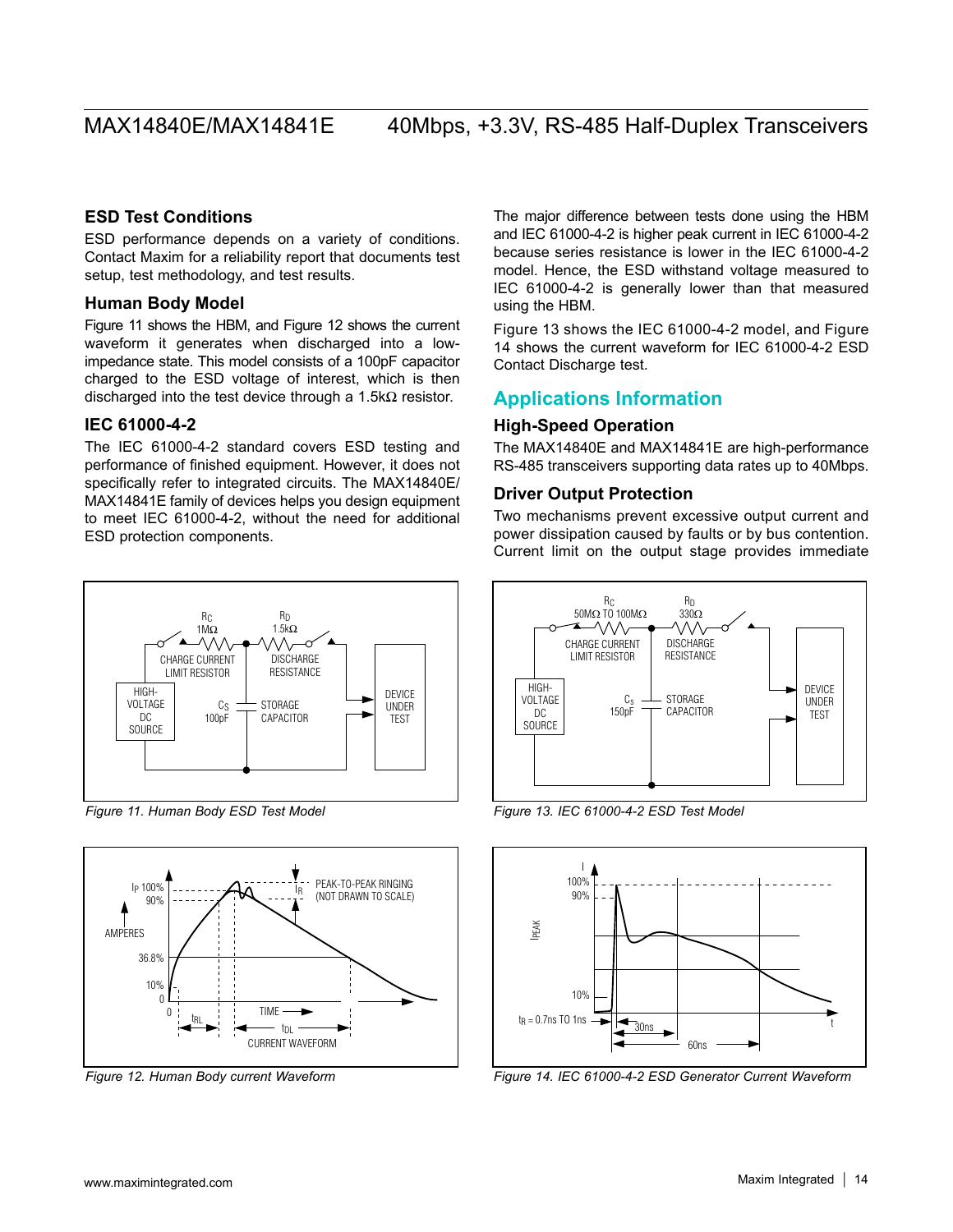## ESD Test Conditions

ESD performance depends on a variety of conditions. Contact Maxim for a reliability report that documents test setup, test methodology, and test results.

### Human Body Model

Figure 11 shows the HBM, and Figure 12 shows the current waveform it generates when discharged into a low-impedance state. This model consists of a 100pF capacitor charged to the ESD voltage of interest, which is then discharged into the test device through a 1.5kΩ resistor.

### IEC 61000-4-2

The IEC 61000-4-2 standard covers ESD testing and performance of finished equipment. However, it does not specifically refer to integrated circuits. The MAX14840E/MAX14841E family of devices helps you design equipment to meet IEC 61000-4-2, without the need for additional ESD protection components.

The major difference between tests done using the HBM and IEC 61000-4-2 is higher peak current in IEC 61000-4-2 because series resistance is lower in the IEC 61000-4-2 model. Hence, the ESD withstand voltage measured to IEC 61000-4-2 is generally lower than that measured using the HBM.

Figure 13 shows the IEC 61000-4-2 model, and Figure 14 shows the current waveform for IEC 61000-4-2 ESD Contact Discharge test.

## Applications Information

### High-Speed Operation

The MAX14840E and MAX14841E are high-performance RS-485 transceivers supporting data rates up to 40Mbps.

### Driver Output Protection

Two mechanisms prevent excessive output current and power dissipation caused by faults or by bus contention. Current limit on the output stage provides immediate

*Figure 11. Human Body ESD Test Model*

*Figure 12. Human Body current Waveform*

*Figure 13. IEC 61000-4-2 ESD Test Model*

*Figure 14. IEC 61000-4-2 ESD Generator Current Waveform*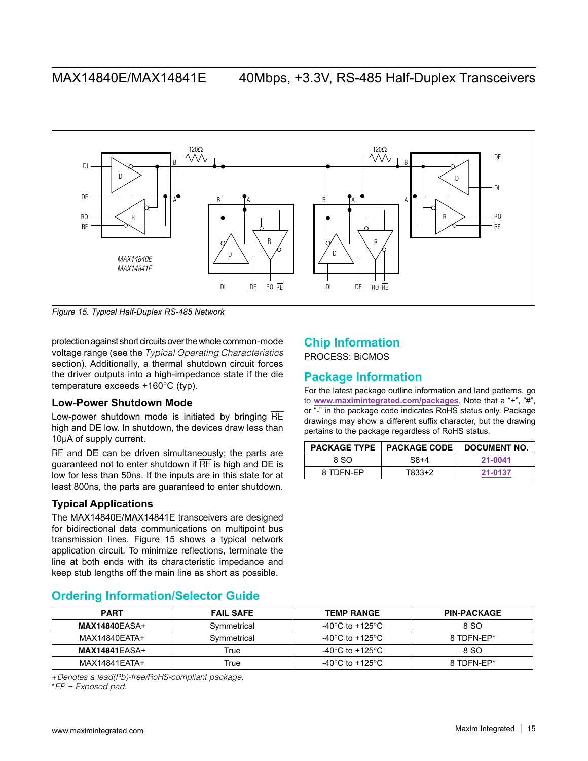Figure 15. Typical Half-Duplex RS-485 Network

protection against short circuits over the whole common-mode voltage range (see the *Typical Operating Characteristics* section). Additionally, a thermal shutdown circuit forces the driver outputs into a high-impedance state if the die temperature exceeds +160°C (typ).

### Low-Power Shutdown Mode

Low-power shutdown mode is initiated by bringing $\overline{RE}$ high and DE low. In shutdown, the devices draw less than 10μA of supply current.

$\overline{RE}$ and DE can be driven simultaneously; the parts are guaranteed not to enter shutdown if $\overline{RE}$ is high and DE is low for less than 50ns. If the inputs are in this state for at least 800ns, the parts are guaranteed to enter shutdown.

### Typical Applications

The MAX14840E/MAX14841E transceivers are designed for bidirectional data communications on multipoint bus transmission lines. Figure 15 shows a typical network application circuit. To minimize reflections, terminate the line at both ends with its characteristic impedance and keep stub lengths off the main line as short as possible.

## Chip Information

PROCESS: BiCMOS

## Package Information

For the latest package outline information and land patterns, go to **www.maximintegrated.com/packages**. Note that a "+", "#", or "-" in the package code indicates RoHS status only. Package drawings may show a different suffix character, but the drawing pertains to the package regardless of RoHS status.

| PACKAGE TYPE | PACKAGE CODE | DOCUMENT NO. |
|---|---|---|
| 8 SO | S8+4 | 21-0041 |
| 8 TDFN-EP | T833+2 | 21-0137 |

## Ordering Information/Selector Guide

| PART | FAIL SAFE | TEMP RANGE | PIN-PACKAGE |
|---|---|---|---|
| **MAX14840**EASA+ | Symmetrical | -40°C to +125°C | 8 SO |
| MAX14840EATA+ | Symmetrical | -40°C to +125°C | 8 TDFN-EP* |
| **MAX14841**EASA+ | True | -40°C to +125°C | 8 SO |
| MAX14841EATA+ | True | -40°C to +125°C | 8 TDFN-EP* |

*+Denotes a lead(Pb)-free/RoHS-compliant package.*
**EP = Exposed pad.*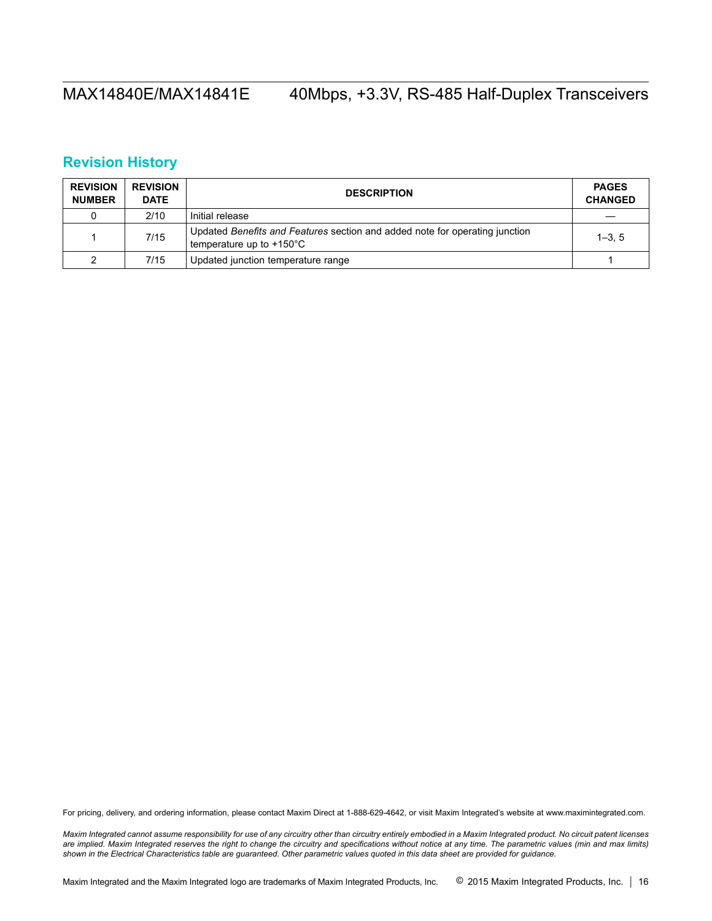## Revision History

| REVISION NUMBER | REVISION DATE | DESCRIPTION | PAGES CHANGED |
|---|---|---|---|
| 0 | 2/10 | Initial release | — |
| 1 | 7/15 | Updated *Benefits and Features* section and added note for operating junction temperature up to +150°C | 1–3, 5 |
| 2 | 7/15 | Updated junction temperature range | 1 |

For pricing, delivery, and ordering information, please contact Maxim Direct at 1-888-629-4642, or visit Maxim Integrated's website at www.maximintegrated.com.

*Maxim Integrated cannot assume responsibility for use of any circuitry other than circuitry entirely embodied in a Maxim Integrated product. No circuit patent licenses are implied. Maxim Integrated reserves the right to change the circuitry and specifications without notice at any time. The parametric values (min and max limits) shown in the Electrical Characteristics table are guaranteed. Other parametric values quoted in this data sheet are provided for guidance.*

Maxim Integrated and the Maxim Integrated logo are trademarks of Maxim Integrated Products, Inc. © 2015 Maxim Integrated Products, Inc.